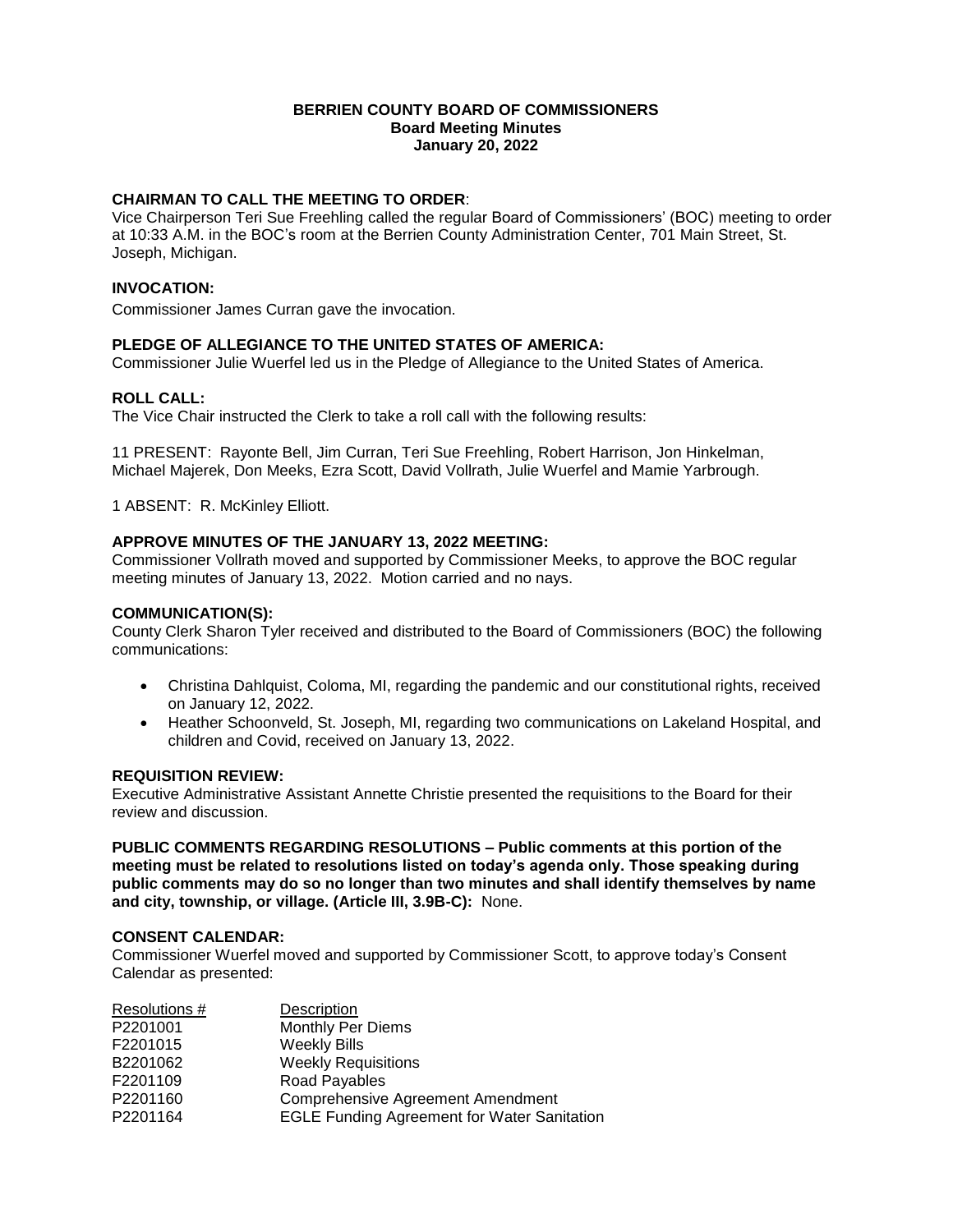# BERRIEN COUNTY BOARD OF COMMISSIONERS
## Board Meeting Minutes
## January 20, 2022

### CHAIRMAN TO CALL THE MEETING TO ORDER:

Vice Chairperson Teri Sue Freehling called the regular Board of Commissioners' (BOC) meeting to order at 10:33 A.M. in the BOC's room at the Berrien County Administration Center, 701 Main Street, St. Joseph, Michigan.

### INVOCATION:

Commissioner James Curran gave the invocation.

### PLEDGE OF ALLEGIANCE TO THE UNITED STATES OF AMERICA:

Commissioner Julie Wuerfel led us in the Pledge of Allegiance to the United States of America.

### ROLL CALL:

The Vice Chair instructed the Clerk to take a roll call with the following results:

11 PRESENT: Rayonte Bell, Jim Curran, Teri Sue Freehling, Robert Harrison, Jon Hinkelman, Michael Majerek, Don Meeks, Ezra Scott, David Vollrath, Julie Wuerfel and Mamie Yarbrough.

1 ABSENT: R. McKinley Elliott.

### APPROVE MINUTES OF THE JANUARY 13, 2022 MEETING:

Commissioner Vollrath moved and supported by Commissioner Meeks, to approve the BOC regular meeting minutes of January 13, 2022. Motion carried and no nays.

### COMMUNICATION(S):

County Clerk Sharon Tyler received and distributed to the Board of Commissioners (BOC) the following communications:

- Christina Dahlquist, Coloma, MI, regarding the pandemic and our constitutional rights, received on January 12, 2022.
- Heather Schoonveld, St. Joseph, MI, regarding two communications on Lakeland Hospital, and children and Covid, received on January 13, 2022.

### REQUISITION REVIEW:

Executive Administrative Assistant Annette Christie presented the requisitions to the Board for their review and discussion.

**PUBLIC COMMENTS REGARDING RESOLUTIONS – Public comments at this portion of the meeting must be related to resolutions listed on today's agenda only. Those speaking during public comments may do so no longer than two minutes and shall identify themselves by name and city, township, or village. (Article III, 3.9B-C):** None.

### CONSENT CALENDAR:

Commissioner Wuerfel moved and supported by Commissioner Scott, to approve today's Consent Calendar as presented:

| Resolutions # | Description |
|---|---|
| P2201001 | Monthly Per Diems |
| F2201015 | Weekly Bills |
| B2201062 | Weekly Requisitions |
| F2201109 | Road Payables |
| P2201160 | Comprehensive Agreement Amendment |
| P2201164 | EGLE Funding Agreement for Water Sanitation |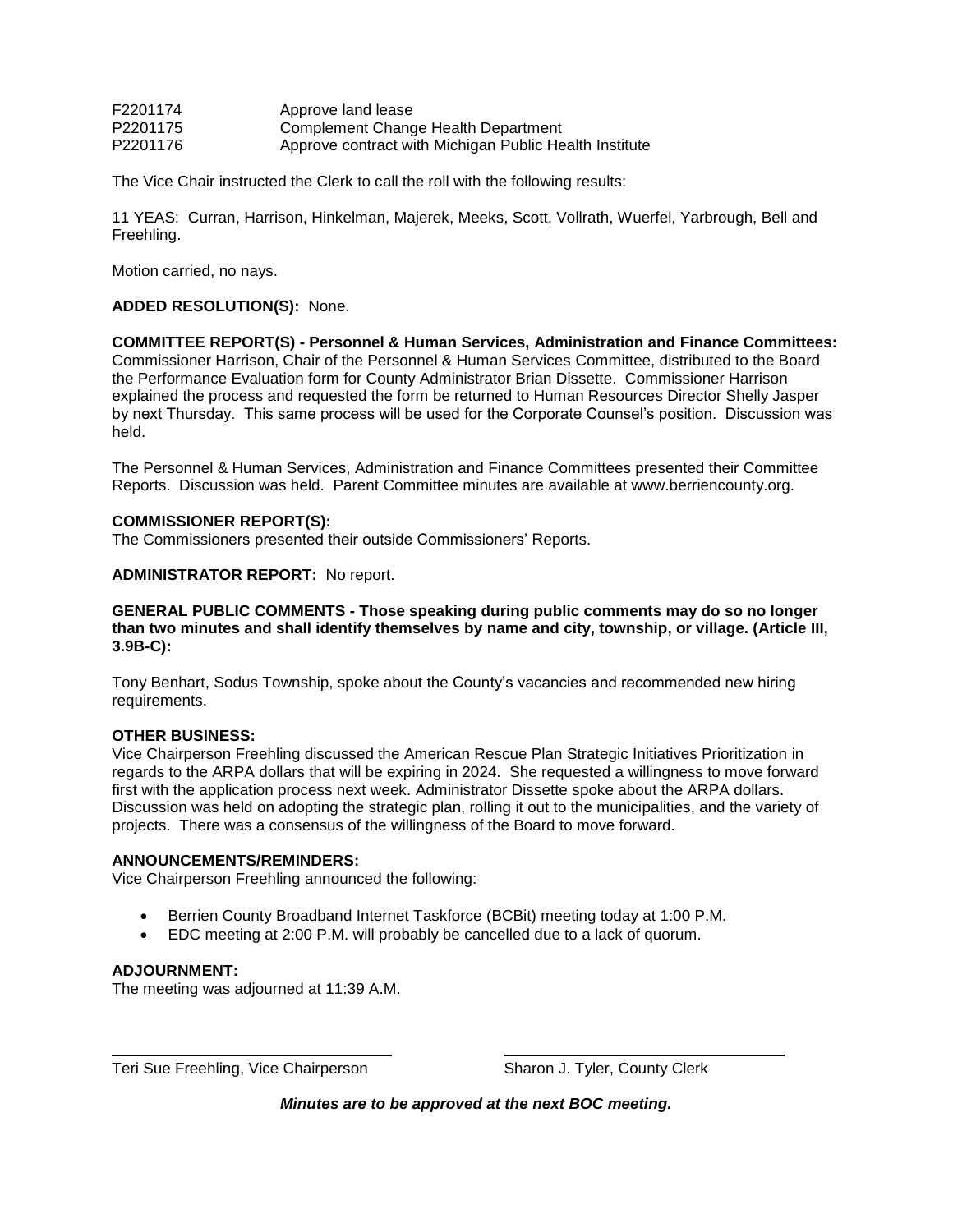| | |
|---|---|
| F2201174 | Approve land lease |
| P2201175 | Complement Change Health Department |
| P2201176 | Approve contract with Michigan Public Health Institute |

The Vice Chair instructed the Clerk to call the roll with the following results:

11 YEAS: Curran, Harrison, Hinkelman, Majerek, Meeks, Scott, Vollrath, Wuerfel, Yarbrough, Bell and Freehling.

Motion carried, no nays.

**ADDED RESOLUTION(S):** None.

**COMMITTEE REPORT(S) - Personnel & Human Services, Administration and Finance Committees:** Commissioner Harrison, Chair of the Personnel & Human Services Committee, distributed to the Board the Performance Evaluation form for County Administrator Brian Dissette. Commissioner Harrison explained the process and requested the form be returned to Human Resources Director Shelly Jasper by next Thursday. This same process will be used for the Corporate Counsel's position. Discussion was held.

The Personnel & Human Services, Administration and Finance Committees presented their Committee Reports. Discussion was held. Parent Committee minutes are available at www.berriencounty.org.

**COMMISSIONER REPORT(S):**
The Commissioners presented their outside Commissioners' Reports.

**ADMINISTRATOR REPORT:** No report.

**GENERAL PUBLIC COMMENTS - Those speaking during public comments may do so no longer than two minutes and shall identify themselves by name and city, township, or village. (Article III, 3.9B-C):**

Tony Benhart, Sodus Township, spoke about the County's vacancies and recommended new hiring requirements.

**OTHER BUSINESS:**
Vice Chairperson Freehling discussed the American Rescue Plan Strategic Initiatives Prioritization in regards to the ARPA dollars that will be expiring in 2024. She requested a willingness to move forward first with the application process next week. Administrator Dissette spoke about the ARPA dollars. Discussion was held on adopting the strategic plan, rolling it out to the municipalities, and the variety of projects. There was a consensus of the willingness of the Board to move forward.

**ANNOUNCEMENTS/REMINDERS:**
Vice Chairperson Freehling announced the following:

- Berrien County Broadband Internet Taskforce (BCBit) meeting today at 1:00 P.M.
- EDC meeting at 2:00 P.M. will probably be cancelled due to a lack of quorum.

**ADJOURNMENT:**
The meeting was adjourned at 11:39 A.M.

Teri Sue Freehling, Vice Chairperson

Sharon J. Tyler, County Clerk

***Minutes are to be approved at the next BOC meeting.***